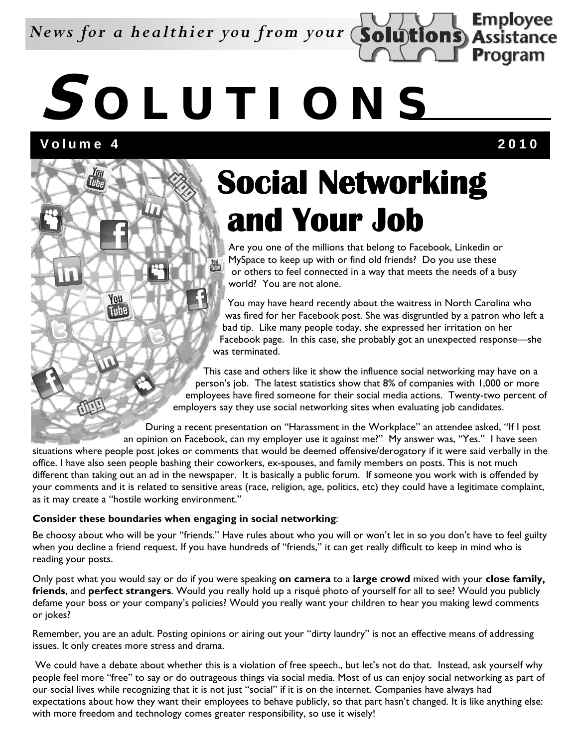*News for a healthier you from your* Solutions Employee Assistance Program

# SOLUTIONS

**Volume 4** **2010**

## Social Networking and Your Job

Are you one of the millions that belong to Facebook, Linkedin or MySpace to keep up with or find old friends? Do you use these or others to feel connected in a way that meets the needs of a busy world? You are not alone.

You may have heard recently about the waitress in North Carolina who was fired for her Facebook post. She was disgruntled by a patron who left a bad tip. Like many people today, she expressed her irritation on her Facebook page. In this case, she probably got an unexpected response—she was terminated.

This case and others like it show the influence social networking may have on a person's job. The latest statistics show that 8% of companies with 1,000 or more employees have fired someone for their social media actions. Twenty-two percent of employers say they use social networking sites when evaluating job candidates.

During a recent presentation on "Harassment in the Workplace" an attendee asked, "If I post an opinion on Facebook, can my employer use it against me?" My answer was, "Yes." I have seen situations where people post jokes or comments that would be deemed offensive/derogatory if it were said verbally in the office. I have also seen people bashing their coworkers, ex-spouses, and family members on posts. This is not much different than taking out an ad in the newspaper. It is basically a public forum. If someone you work with is offended by your comments and it is related to sensitive areas (race, religion, age, politics, etc) they could have a legitimate complaint, as it may create a "hostile working environment."

**Consider these boundaries when engaging in social networking**:

Be choosy about who will be your "friends." Have rules about who you will or won't let in so you don't have to feel guilty when you decline a friend request. If you have hundreds of "friends," it can get really difficult to keep in mind who is reading your posts.

Only post what you would say or do if you were speaking **on camera** to a **large crowd** mixed with your **close family, friends**, and **perfect strangers**. Would you really hold up a risqué photo of yourself for all to see? Would you publicly defame your boss or your company's policies? Would you really want your children to hear you making lewd comments or jokes?

Remember, you are an adult. Posting opinions or airing out your "dirty laundry" is not an effective means of addressing issues. It only creates more stress and drama.

We could have a debate about whether this is a violation of free speech., but let's not do that. Instead, ask yourself why people feel more "free" to say or do outrageous things via social media. Most of us can enjoy social networking as part of our social lives while recognizing that it is not just "social" if it is on the internet. Companies have always had expectations about how they want their employees to behave publicly, so that part hasn't changed. It is like anything else: with more freedom and technology comes greater responsibility, so use it wisely!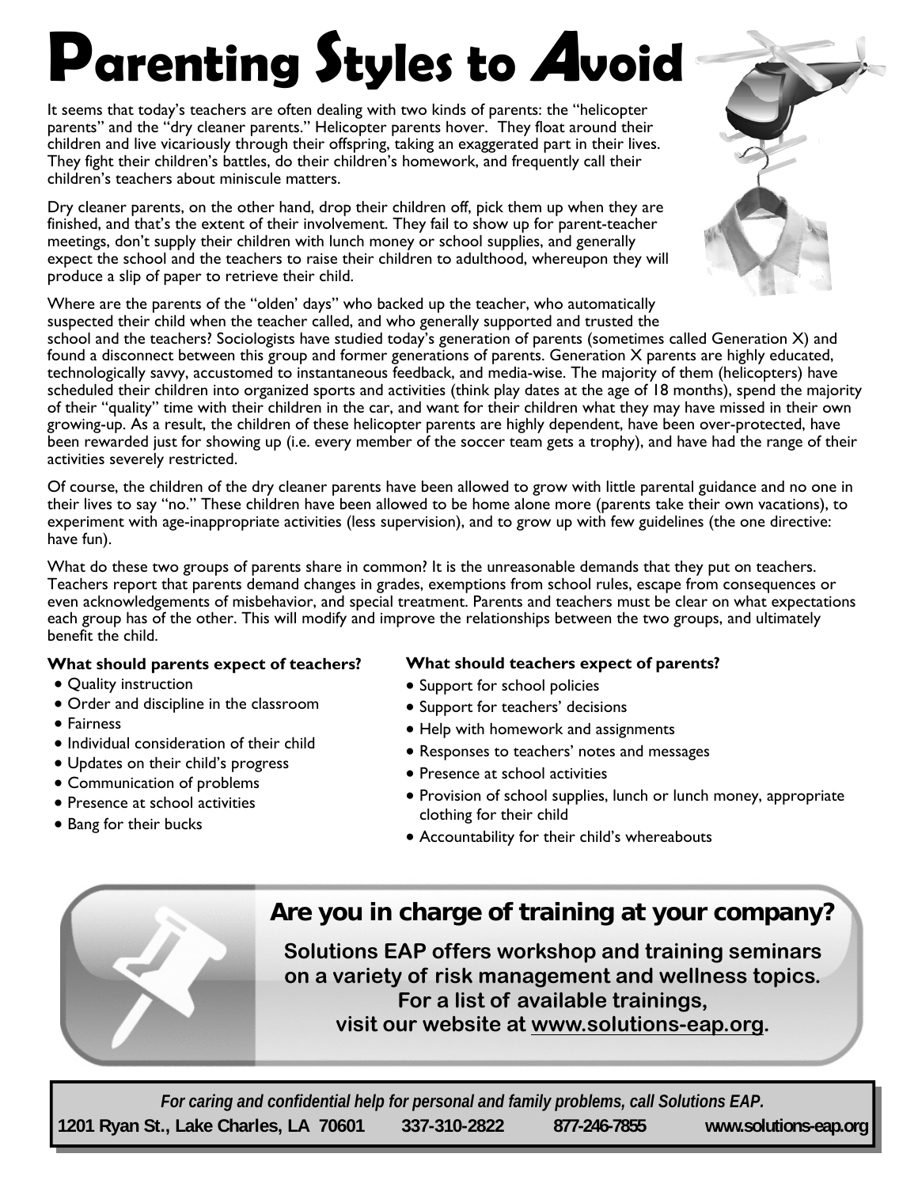# Parenting Styles to Avoid

It seems that today's teachers are often dealing with two kinds of parents: the "helicopter parents" and the "dry cleaner parents." Helicopter parents hover. They float around their children and live vicariously through their offspring, taking an exaggerated part in their lives. They fight their children's battles, do their children's homework, and frequently call their children's teachers about miniscule matters.

Dry cleaner parents, on the other hand, drop their children off, pick them up when they are finished, and that's the extent of their involvement. They fail to show up for parent-teacher meetings, don't supply their children with lunch money or school supplies, and generally expect the school and the teachers to raise their children to adulthood, whereupon they will produce a slip of paper to retrieve their child.

Where are the parents of the "olden' days" who backed up the teacher, who automatically suspected their child when the teacher called, and who generally supported and trusted the school and the teachers? Sociologists have studied today's generation of parents (sometimes called Generation X) and found a disconnect between this group and former generations of parents. Generation X parents are highly educated, technologically savvy, accustomed to instantaneous feedback, and media-wise. The majority of them (helicopters) have scheduled their children into organized sports and activities (think play dates at the age of 18 months), spend the majority of their "quality" time with their children in the car, and want for their children what they may have missed in their own growing-up. As a result, the children of these helicopter parents are highly dependent, have been over-protected, have been rewarded just for showing up (i.e. every member of the soccer team gets a trophy), and have had the range of their activities severely restricted.

Of course, the children of the dry cleaner parents have been allowed to grow with little parental guidance and no one in their lives to say "no." These children have been allowed to be home alone more (parents take their own vacations), to experiment with age-inappropriate activities (less supervision), and to grow up with few guidelines (the one directive: have fun).

What do these two groups of parents share in common? It is the unreasonable demands that they put on teachers. Teachers report that parents demand changes in grades, exemptions from school rules, escape from consequences or even acknowledgements of misbehavior, and special treatment. Parents and teachers must be clear on what expectations each group has of the other. This will modify and improve the relationships between the two groups, and ultimately benefit the child.

**What should parents expect of teachers?**

- Quality instruction
- Order and discipline in the classroom
- Fairness
- Individual consideration of their child
- Updates on their child's progress
- Communication of problems
- Presence at school activities
- Bang for their bucks

**What should teachers expect of parents?**

- Support for school policies
- Support for teachers' decisions
- Help with homework and assignments
- Responses to teachers' notes and messages
- Presence at school activities
- Provision of school supplies, lunch or lunch money, appropriate clothing for their child
- Accountability for their child's whereabouts

## Are you in charge of training at your company?

**Solutions EAP offers workshop and training seminars on a variety of risk management and wellness topics. For a list of available trainings, visit our website at www.solutions-eap.org.**

*For caring and confidential help for personal and family problems, call Solutions EAP.*

**1201 Ryan St., Lake Charles, LA 70601 337-310-2822 877-246-7855 www.solutions-eap.org**